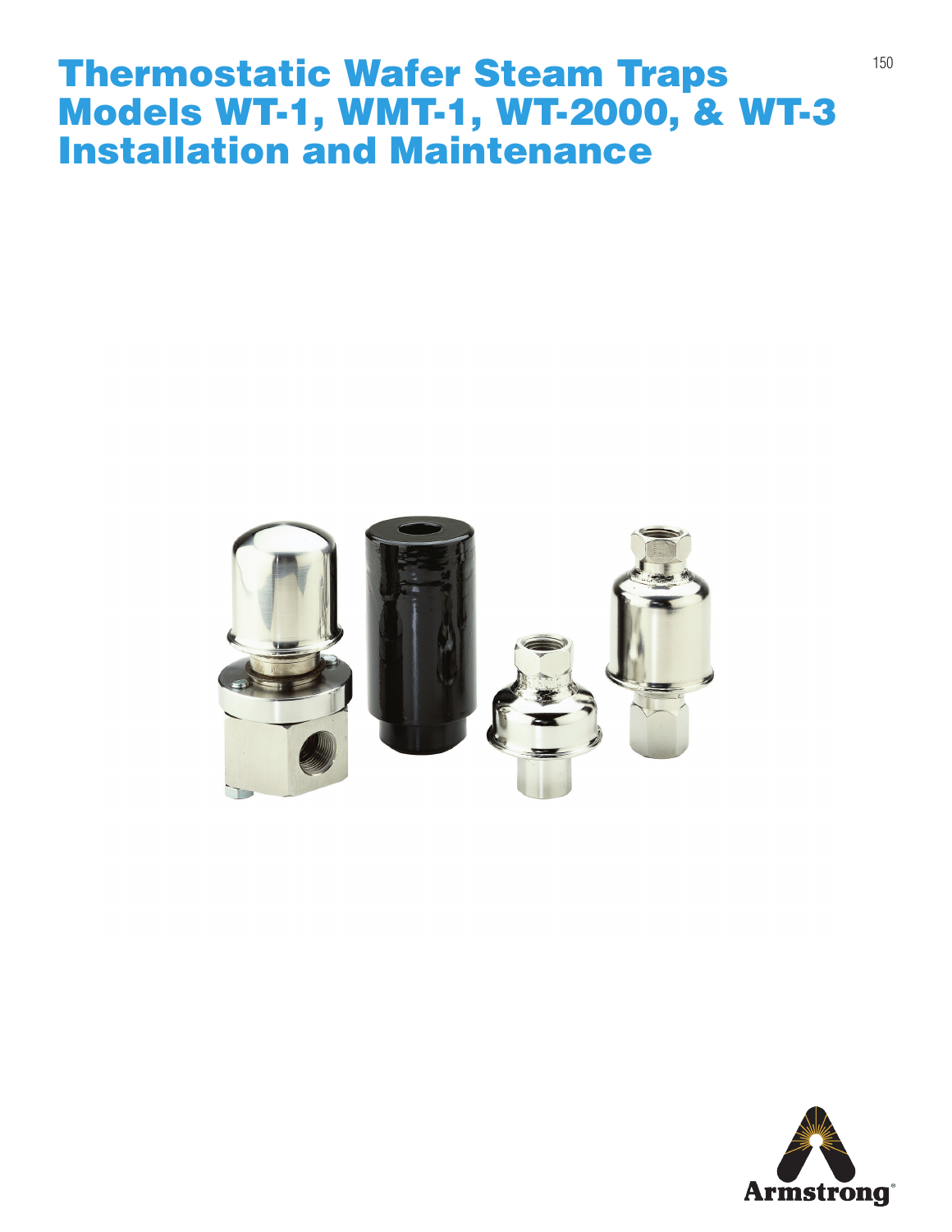# Thermostatic Wafer Steam Traps Models WT-1, WMT-1, WT-2000, & WT-3 Installation and Maintenance

Armstrong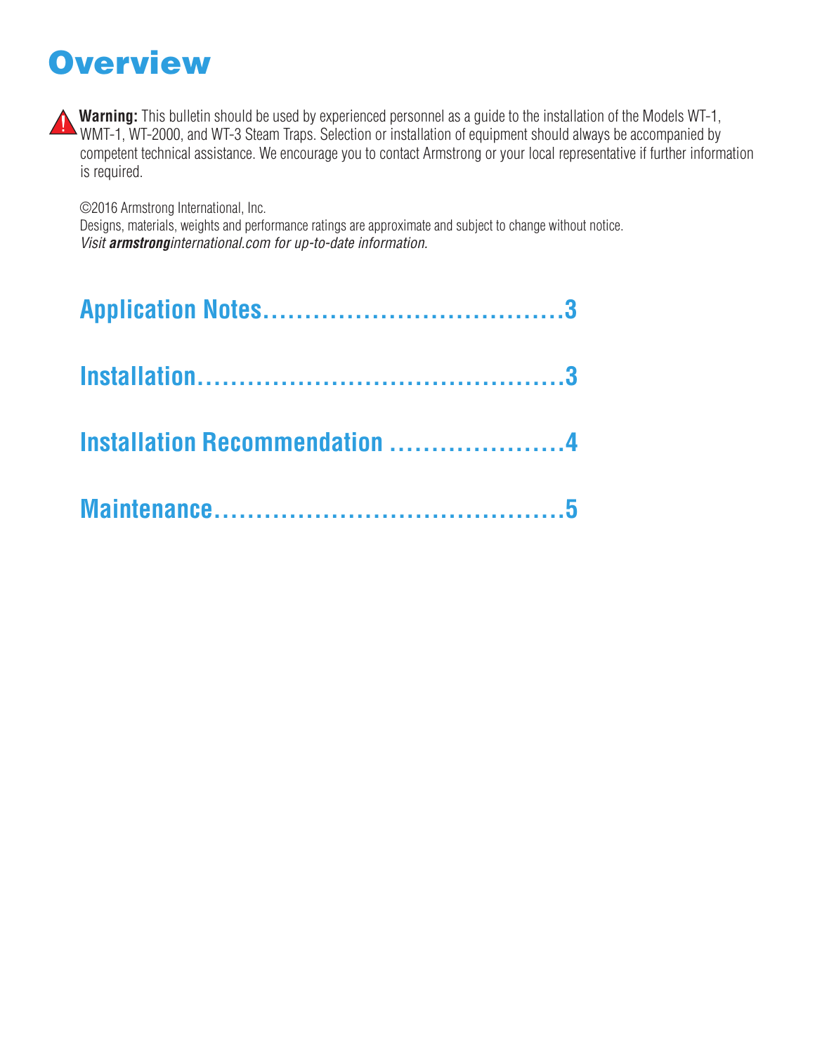# Overview

**Warning:** This bulletin should be used by experienced personnel as a guide to the installation of the Models WT-1, WMT-1, WT-2000, and WT-3 Steam Traps. Selection or installation of equipment should always be accompanied by competent technical assistance. We encourage you to contact Armstrong or your local representative if further information is required.

©2016 Armstrong International, Inc.
Designs, materials, weights and performance ratings are approximate and subject to change without notice.
*Visit **armstrong**international.com for up-to-date information.*

**Application Notes....................................3**

**Installation.........................................3**

**Installation Recommendation .....................4**

**Maintenance........................................5**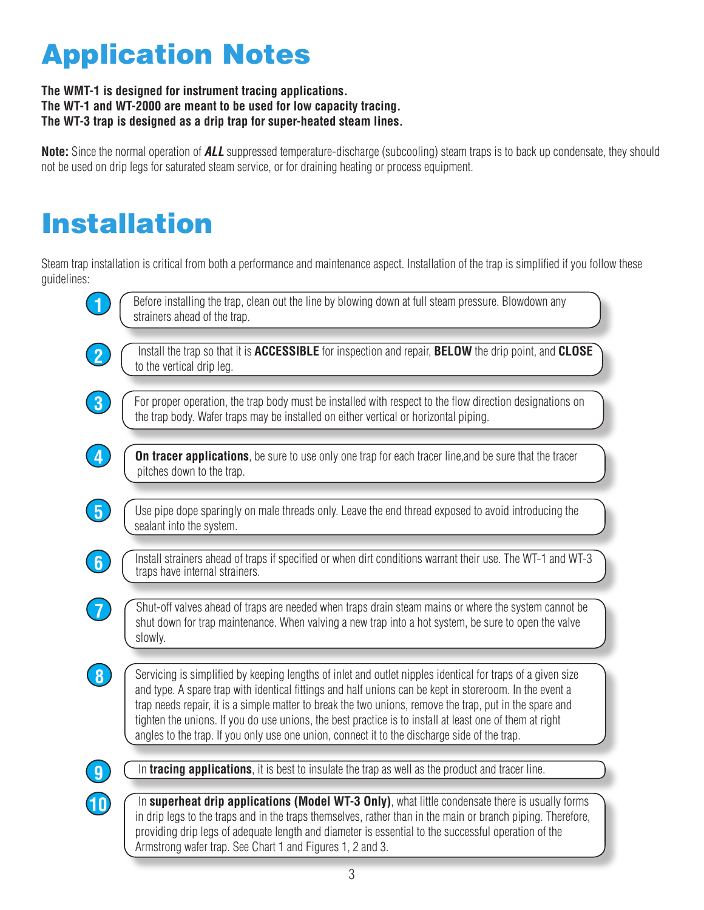# Application Notes

**The WMT-1 is designed for instrument tracing applications.**
**The WT-1 and WT-2000 are meant to be used for low capacity tracing.**
**The WT-3 trap is designed as a drip trap for super-heated steam lines.**

**Note:** Since the normal operation of ***ALL*** suppressed temperature-discharge (subcooling) steam traps is to back up condensate, they should not be used on drip legs for saturated steam service, or for draining heating or process equipment.

# Installation

Steam trap installation is critical from both a performance and maintenance aspect. Installation of the trap is simplified if you follow these guidelines:

1. Before installing the trap, clean out the line by blowing down at full steam pressure. Blowdown any strainers ahead of the trap.
2. Install the trap so that it is **ACCESSIBLE** for inspection and repair, **BELOW** the drip point, and **CLOSE** to the vertical drip leg.
3. For proper operation, the trap body must be installed with respect to the flow direction designations on the trap body. Wafer traps may be installed on either vertical or horizontal piping.
4. **On tracer applications**, be sure to use only one trap for each tracer line,and be sure that the tracer pitches down to the trap.
5. Use pipe dope sparingly on male threads only. Leave the end thread exposed to avoid introducing the sealant into the system.
6. Install strainers ahead of traps if specified or when dirt conditions warrant their use. The WT-1 and WT-3 traps have internal strainers.
7. Shut-off valves ahead of traps are needed when traps drain steam mains or where the system cannot be shut down for trap maintenance. When valving a new trap into a hot system, be sure to open the valve slowly.
8. Servicing is simplified by keeping lengths of inlet and outlet nipples identical for traps of a given size and type. A spare trap with identical fittings and half unions can be kept in storeroom. In the event a trap needs repair, it is a simple matter to break the two unions, remove the trap, put in the spare and tighten the unions. If you do use unions, the best practice is to install at least one of them at right angles to the trap. If you only use one union, connect it to the discharge side of the trap.
9. In **tracing applications**, it is best to insulate the trap as well as the product and tracer line.
10. In **superheat drip applications (Model WT-3 Only)**, what little condensate there is usually forms in drip legs to the traps and in the traps themselves, rather than in the main or branch piping. Therefore, providing drip legs of adequate length and diameter is essential to the successful operation of the Armstrong wafer trap. See Chart 1 and Figures 1, 2 and 3.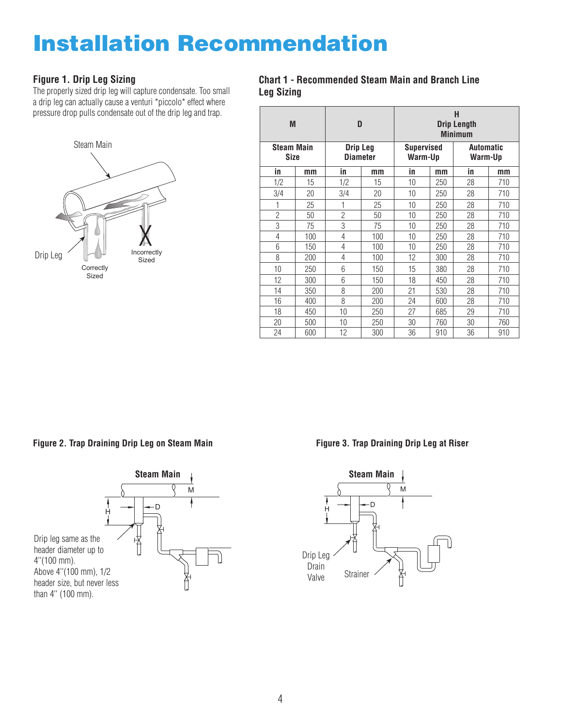# Installation Recommendation

### Figure 1. Drip Leg Sizing

The properly sized drip leg will capture condensate. Too small a drip leg can actually cause a venturi *piccolo* effect where pressure drop pulls condensate out of the drip leg and trap.

Steam Main

Drip Leg

Correctly Sized

Incorrectly Sized

### Chart 1 - Recommended Steam Main and Branch Line Leg Sizing

| M | | D | | H Drip Length Minimum | | | |
|---|---|---|---|---|---|---|---|
| Steam Main Size | | Drip Leg Diameter | | Supervised Warm-Up | | Automatic Warm-Up | |
| in | mm | in | mm | in | mm | in | mm |
| 1/2 | 15 | 1/2 | 15 | 10 | 250 | 28 | 710 |
| 3/4 | 20 | 3/4 | 20 | 10 | 250 | 28 | 710 |
| 1 | 25 | 1 | 25 | 10 | 250 | 28 | 710 |
| 2 | 50 | 2 | 50 | 10 | 250 | 28 | 710 |
| 3 | 75 | 3 | 75 | 10 | 250 | 28 | 710 |
| 4 | 100 | 4 | 100 | 10 | 250 | 28 | 710 |
| 6 | 150 | 4 | 100 | 10 | 250 | 28 | 710 |
| 8 | 200 | 4 | 100 | 12 | 300 | 28 | 710 |
| 10 | 250 | 6 | 150 | 15 | 380 | 28 | 710 |
| 12 | 300 | 6 | 150 | 18 | 450 | 28 | 710 |
| 14 | 350 | 8 | 200 | 21 | 530 | 28 | 710 |
| 16 | 400 | 8 | 200 | 24 | 600 | 28 | 710 |
| 18 | 450 | 10 | 250 | 27 | 685 | 29 | 710 |
| 20 | 500 | 10 | 250 | 30 | 760 | 30 | 760 |
| 24 | 600 | 12 | 300 | 36 | 910 | 36 | 910 |

### Figure 2. Trap Draining Drip Leg on Steam Main

Steam Main

M

H

D

Drip leg same as the header diameter up to 4"(100 mm). Above 4"(100 mm), 1/2 header size, but never less than 4" (100 mm).

### Figure 3. Trap Draining Drip Leg at Riser

Steam Main

M

H

D

Drip Leg Drain Valve

Strainer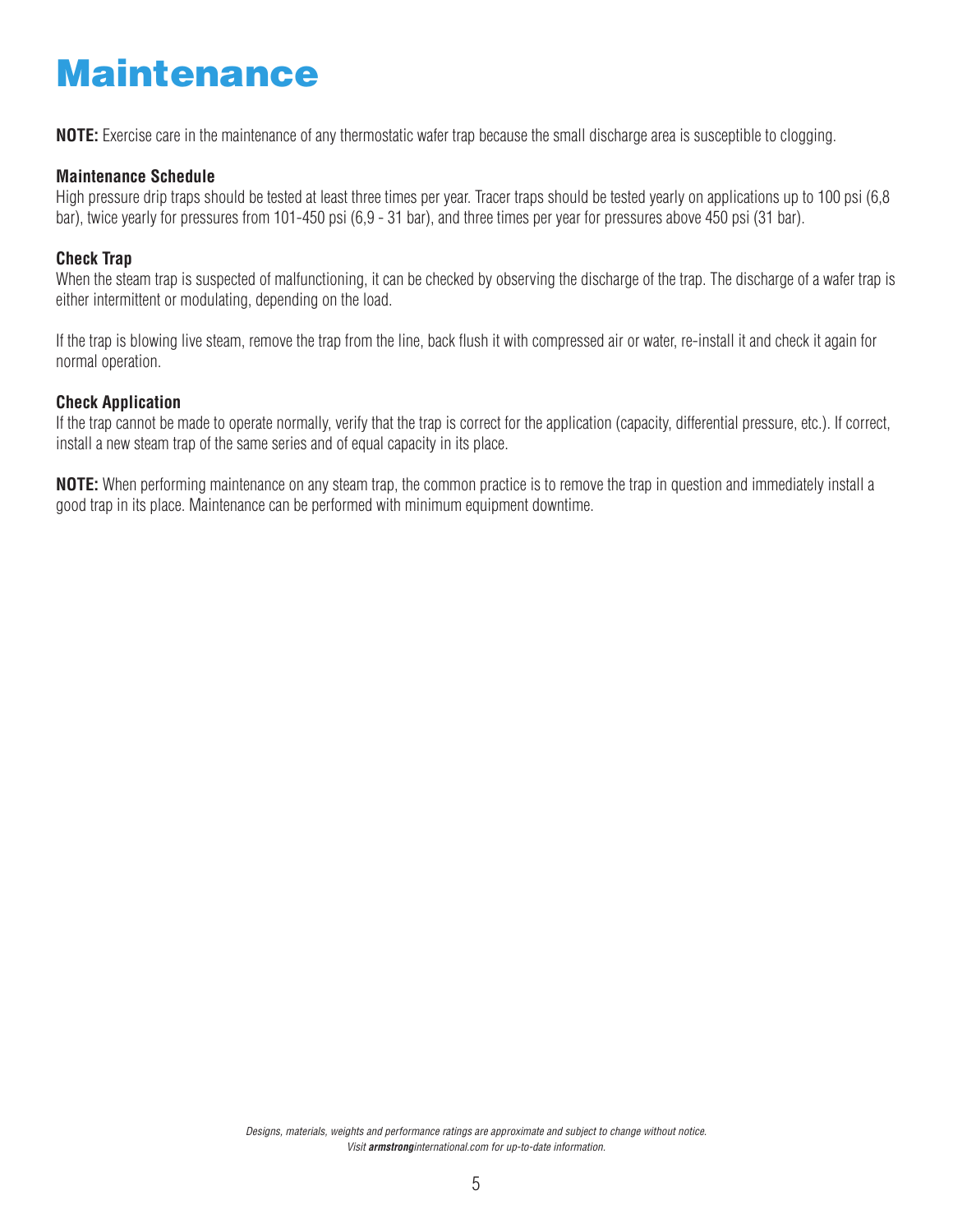# Maintenance

**NOTE:** Exercise care in the maintenance of any thermostatic wafer trap because the small discharge area is susceptible to clogging.

**Maintenance Schedule**

High pressure drip traps should be tested at least three times per year. Tracer traps should be tested yearly on applications up to 100 psi (6,8 bar), twice yearly for pressures from 101-450 psi (6,9 - 31 bar), and three times per year for pressures above 450 psi (31 bar).

**Check Trap**

When the steam trap is suspected of malfunctioning, it can be checked by observing the discharge of the trap. The discharge of a wafer trap is either intermittent or modulating, depending on the load.

If the trap is blowing live steam, remove the trap from the line, back flush it with compressed air or water, re-install it and check it again for normal operation.

**Check Application**

If the trap cannot be made to operate normally, verify that the trap is correct for the application (capacity, differential pressure, etc.). If correct, install a new steam trap of the same series and of equal capacity in its place.

**NOTE:** When performing maintenance on any steam trap, the common practice is to remove the trap in question and immediately install a good trap in its place. Maintenance can be performed with minimum equipment downtime.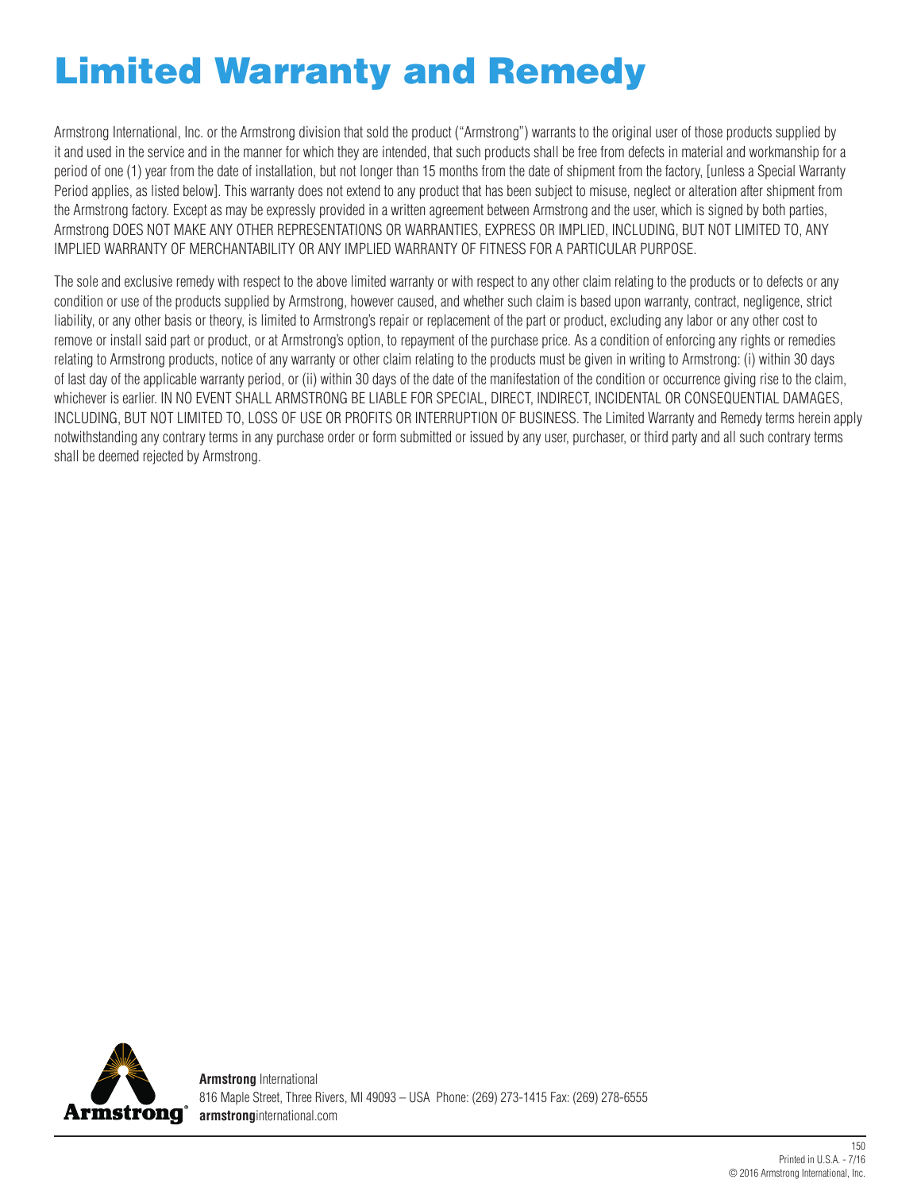# Limited Warranty and Remedy

Armstrong International, Inc. or the Armstrong division that sold the product ("Armstrong") warrants to the original user of those products supplied by it and used in the service and in the manner for which they are intended, that such products shall be free from defects in material and workmanship for a period of one (1) year from the date of installation, but not longer than 15 months from the date of shipment from the factory, [unless a Special Warranty Period applies, as listed below]. This warranty does not extend to any product that has been subject to misuse, neglect or alteration after shipment from the Armstrong factory. Except as may be expressly provided in a written agreement between Armstrong and the user, which is signed by both parties, Armstrong DOES NOT MAKE ANY OTHER REPRESENTATIONS OR WARRANTIES, EXPRESS OR IMPLIED, INCLUDING, BUT NOT LIMITED TO, ANY IMPLIED WARRANTY OF MERCHANTABILITY OR ANY IMPLIED WARRANTY OF FITNESS FOR A PARTICULAR PURPOSE.

The sole and exclusive remedy with respect to the above limited warranty or with respect to any other claim relating to the products or to defects or any condition or use of the products supplied by Armstrong, however caused, and whether such claim is based upon warranty, contract, negligence, strict liability, or any other basis or theory, is limited to Armstrong's repair or replacement of the part or product, excluding any labor or any other cost to remove or install said part or product, or at Armstrong's option, to repayment of the purchase price. As a condition of enforcing any rights or remedies relating to Armstrong products, notice of any warranty or other claim relating to the products must be given in writing to Armstrong: (i) within 30 days of last day of the applicable warranty period, or (ii) within 30 days of the date of the manifestation of the condition or occurrence giving rise to the claim, whichever is earlier. IN NO EVENT SHALL ARMSTRONG BE LIABLE FOR SPECIAL, DIRECT, INDIRECT, INCIDENTAL OR CONSEQUENTIAL DAMAGES, INCLUDING, BUT NOT LIMITED TO, LOSS OF USE OR PROFITS OR INTERRUPTION OF BUSINESS. The Limited Warranty and Remedy terms herein apply notwithstanding any contrary terms in any purchase order or form submitted or issued by any user, purchaser, or third party and all such contrary terms shall be deemed rejected by Armstrong.

Armstrong®

**Armstrong** International
816 Maple Street, Three Rivers, MI 49093 – USA Phone: (269) 273-1415 Fax: (269) 278-6555
**armstrong**international.com

150
Printed in U.S.A. - 7/16
© 2016 Armstrong International, Inc.